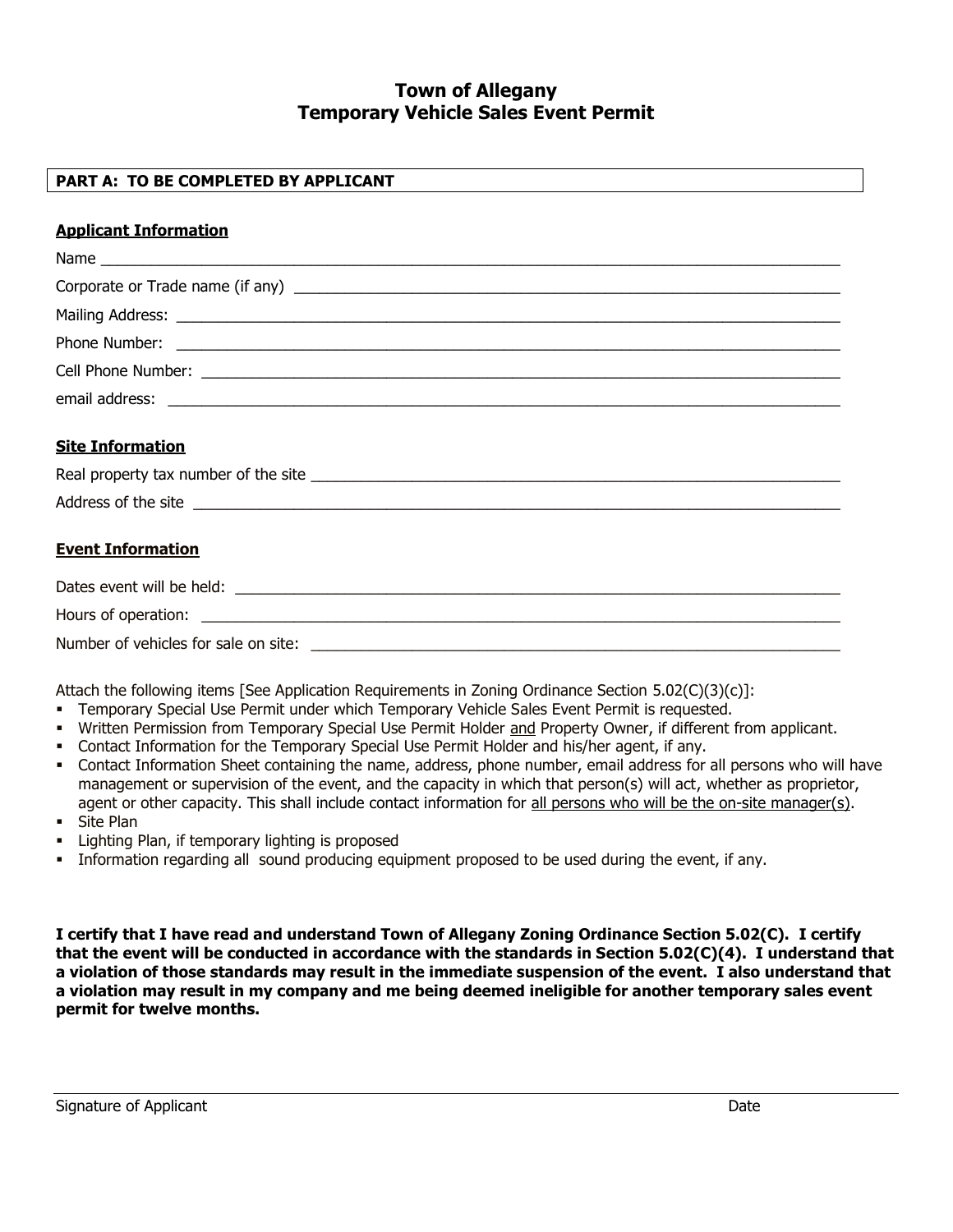# Town of Allegany
## Temporary Vehicle Sales Event Permit

**PART A: TO BE COMPLETED BY APPLICANT**

**Applicant Information**

Name ______________________________________________________________

Corporate or Trade name (if any) ________________________________________

Mailing Address: ____________________________________________________

Phone Number: _____________________________________________________

Cell Phone Number: __________________________________________________

email address: ______________________________________________________

**Site Information**

Real property tax number of the site ______________________________________

Address of the site ___________________________________________________

**Event Information**

Dates event will be held: ______________________________________________

Hours of operation: __________________________________________________

Number of vehicles for sale on site: ______________________________________

Attach the following items [See Application Requirements in Zoning Ordinance Section 5.02(C)(3)(c)]:

- Temporary Special Use Permit under which Temporary Vehicle Sales Event Permit is requested.
- Written Permission from Temporary Special Use Permit Holder <u>and</u> Property Owner, if different from applicant.
- Contact Information for the Temporary Special Use Permit Holder and his/her agent, if any.
- Contact Information Sheet containing the name, address, phone number, email address for all persons who will have management or supervision of the event, and the capacity in which that person(s) will act, whether as proprietor, agent or other capacity. This shall include contact information for <u>all persons who will be the on-site manager(s)</u>.
- Site Plan
- Lighting Plan, if temporary lighting is proposed
- Information regarding all sound producing equipment proposed to be used during the event, if any.

**I certify that I have read and understand Town of Allegany Zoning Ordinance Section 5.02(C). I certify that the event will be conducted in accordance with the standards in Section 5.02(C)(4). I understand that a violation of those standards may result in the immediate suspension of the event. I also understand that a violation may result in my company and me being deemed ineligible for another temporary sales event permit for twelve months.**

______________________________________________________________________

Signature of Applicant　　　　　　　　　　　　　　　　　　　　　　　　Date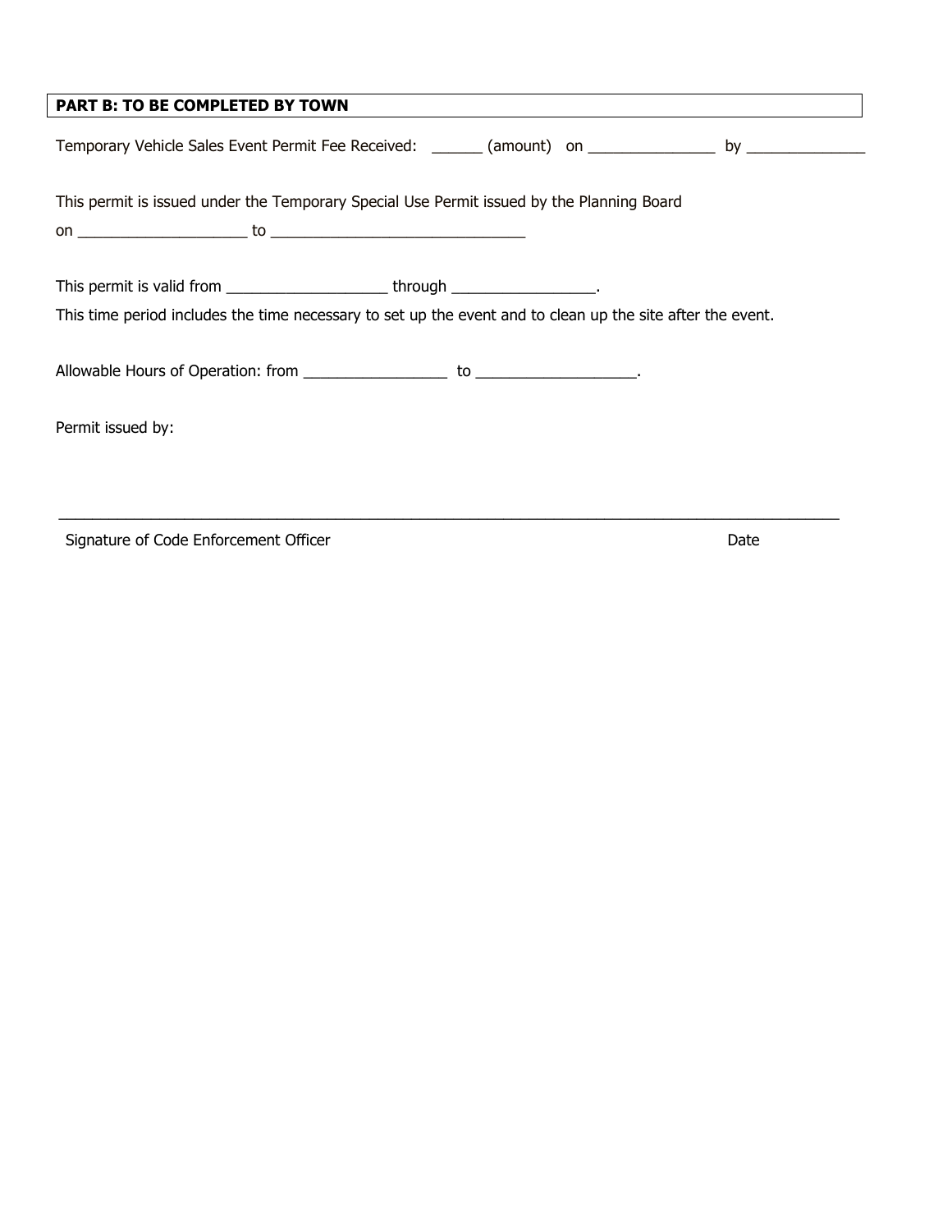**PART B: TO BE COMPLETED BY TOWN**

Temporary Vehicle Sales Event Permit Fee Received: ______ (amount) on _______________ by ______________

This permit is issued under the Temporary Special Use Permit issued by the Planning Board on ____________________ to _______________________________

This permit is valid from ___________________ through _________________.
This time period includes the time necessary to set up the event and to clean up the site after the event.

Allowable Hours of Operation: from _________________ to ___________________.

Permit issued by:

_______________________________________________________________________________________________

Signature of Code Enforcement Officer Date